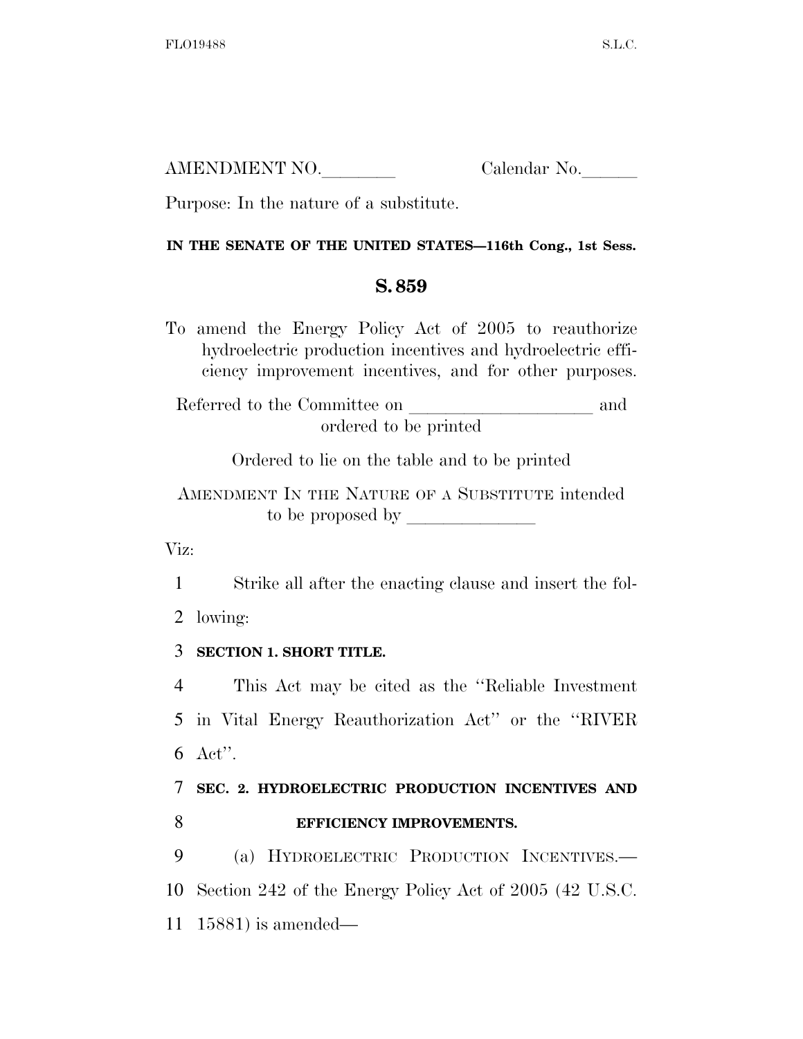AMENDMENT NO.\_\_\_\_\_\_\_\_ Calendar No.\_\_\_\_\_\_

Purpose: In the nature of a substitute.

**IN THE SENATE OF THE UNITED STATES—116th Cong., 1st Sess.**

## S. 859

To amend the Energy Policy Act of 2005 to reauthorize hydroelectric production incentives and hydroelectric efficiency improvement incentives, and for other purposes.

Referred to the Committee on \_\_\_\_\_\_\_\_\_\_\_\_\_\_\_\_\_\_\_\_ and ordered to be printed

Ordered to lie on the table and to be printed

AMENDMENT IN THE NATURE OF A SUBSTITUTE intended to be proposed by \_\_\_\_\_\_\_\_\_\_\_\_\_\_

Viz:

1 Strike all after the enacting clause and insert the fol-
2 lowing:

3 **SECTION 1. SHORT TITLE.**

4 This Act may be cited as the ''Reliable Investment
5 in Vital Energy Reauthorization Act'' or the ''RIVER
6 Act''.

7 **SEC. 2. HYDROELECTRIC PRODUCTION INCENTIVES AND**
8 **EFFICIENCY IMPROVEMENTS.**

9 (a) HYDROELECTRIC PRODUCTION INCENTIVES.—
10 Section 242 of the Energy Policy Act of 2005 (42 U.S.C.
11 15881) is amended—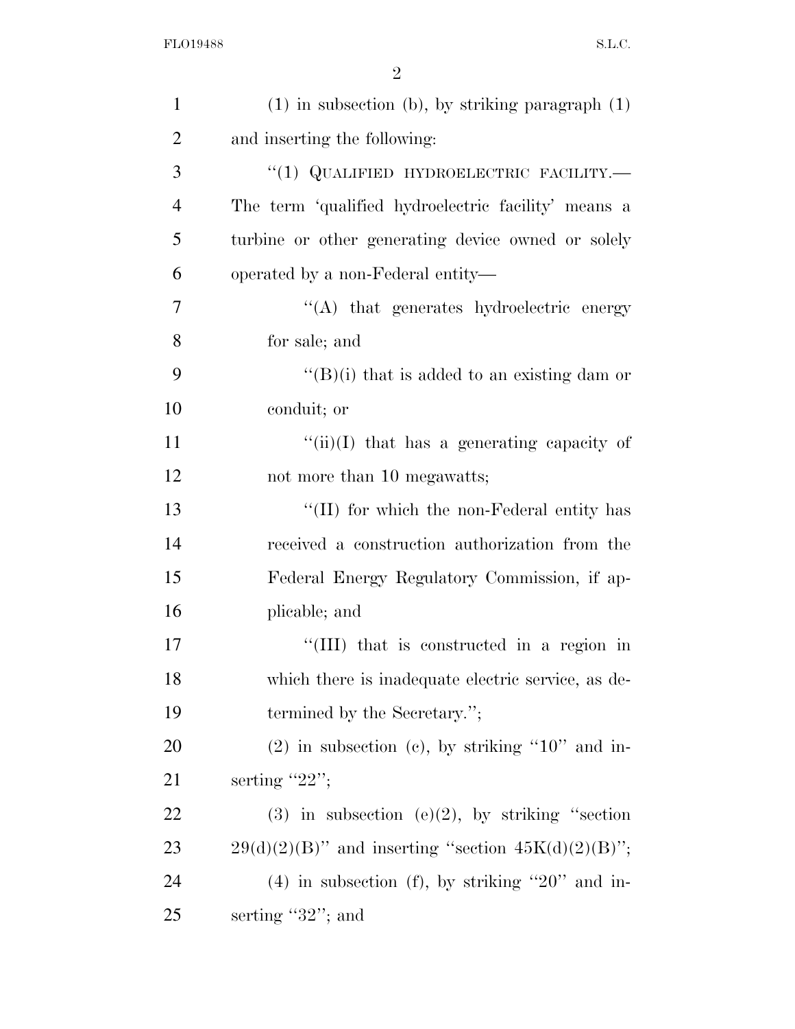(1) in subsection (b), by striking paragraph (1) and inserting the following:

"(1) QUALIFIED HYDROELECTRIC FACILITY.— The term 'qualified hydroelectric facility' means a turbine or other generating device owned or solely operated by a non-Federal entity—

"(A) that generates hydroelectric energy for sale; and

"(B)(i) that is added to an existing dam or conduit; or

"(ii)(I) that has a generating capacity of not more than 10 megawatts;

"(II) for which the non-Federal entity has received a construction authorization from the Federal Energy Regulatory Commission, if applicable; and

"(III) that is constructed in a region in which there is inadequate electric service, as determined by the Secretary.";

(2) in subsection (c), by striking "10" and inserting "22";

(3) in subsection (e)(2), by striking "section 29(d)(2)(B)" and inserting "section 45K(d)(2)(B)";

(4) in subsection (f), by striking "20" and inserting "32"; and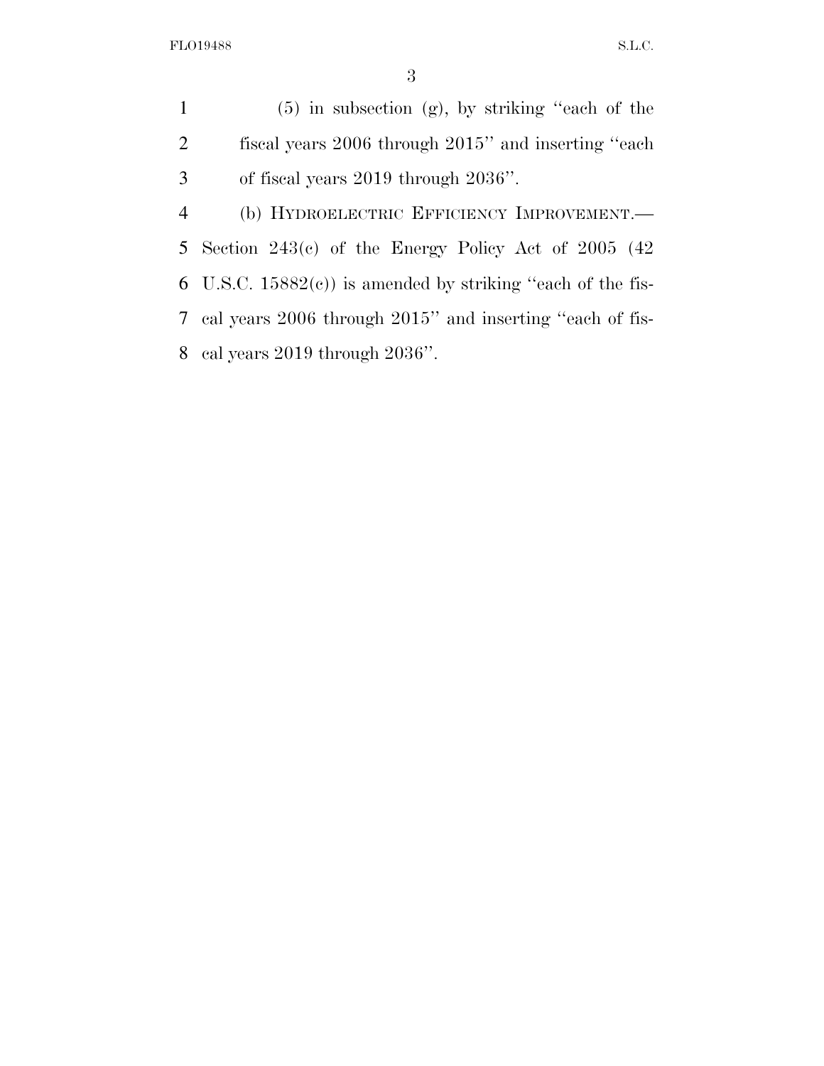(5) in subsection (g), by striking ''each of the fiscal years 2006 through 2015'' and inserting ''each of fiscal years 2019 through 2036''.

(b) HYDROELECTRIC EFFICIENCY IMPROVEMENT.—Section 243(c) of the Energy Policy Act of 2005 (42 U.S.C. 15882(c)) is amended by striking ''each of the fiscal years 2006 through 2015'' and inserting ''each of fiscal years 2019 through 2036''.